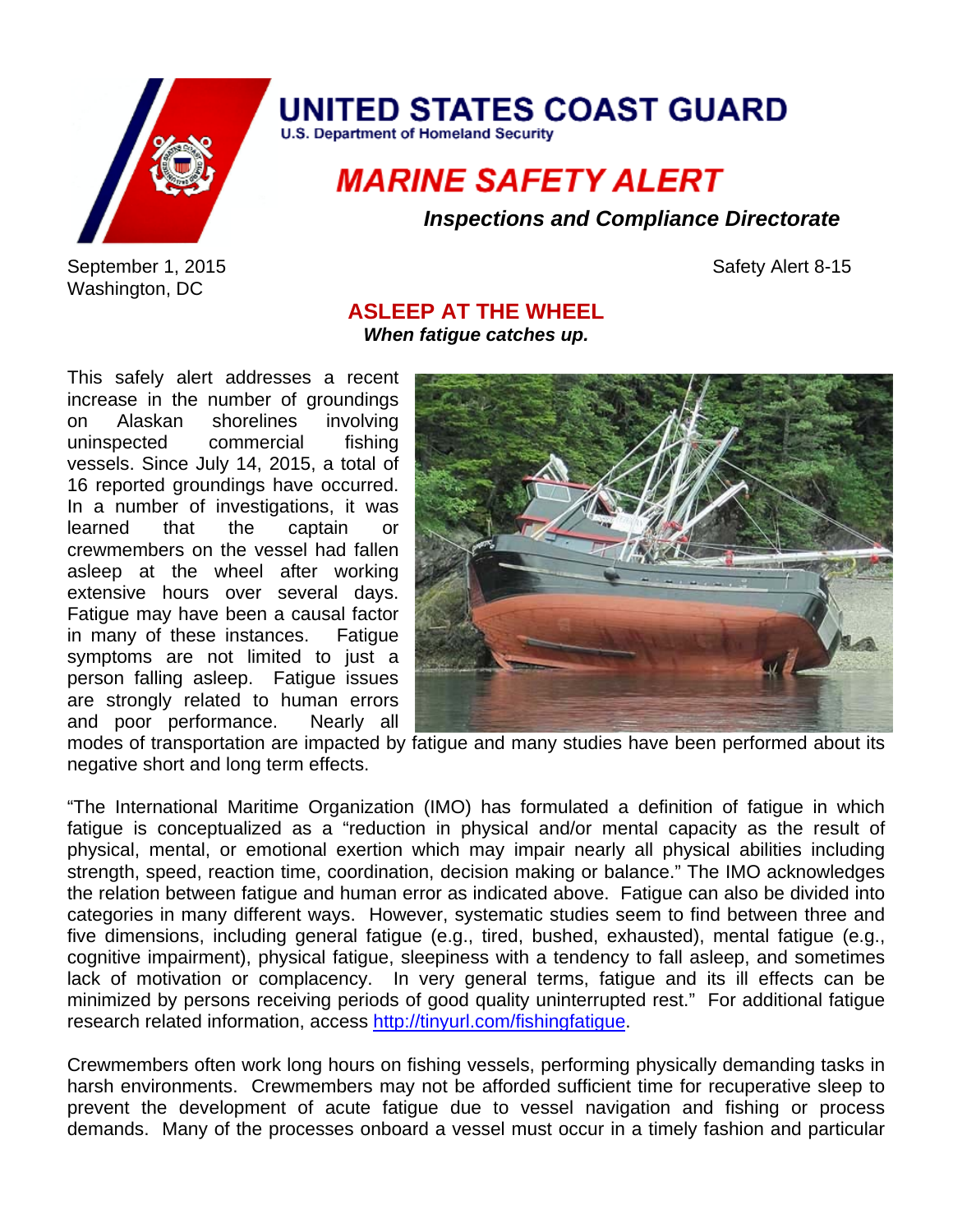# UNITED STATES COAST GUARD

U.S. Department of Homeland Security

## MARINE SAFETY ALERT

***Inspections and Compliance Directorate***

September 1, 2015
Washington, DC

Safety Alert 8-15

## ASLEEP AT THE WHEEL

***When fatigue catches up.***

This safely alert addresses a recent increase in the number of groundings on Alaskan shorelines involving uninspected commercial fishing vessels. Since July 14, 2015, a total of 16 reported groundings have occurred. In a number of investigations, it was learned that the captain or crewmembers on the vessel had fallen asleep at the wheel after working extensive hours over several days. Fatigue may have been a causal factor in many of these instances. Fatigue symptoms are not limited to just a person falling asleep. Fatigue issues are strongly related to human errors and poor performance. Nearly all modes of transportation are impacted by fatigue and many studies have been performed about its negative short and long term effects.

"The International Maritime Organization (IMO) has formulated a definition of fatigue in which fatigue is conceptualized as a "reduction in physical and/or mental capacity as the result of physical, mental, or emotional exertion which may impair nearly all physical abilities including strength, speed, reaction time, coordination, decision making or balance." The IMO acknowledges the relation between fatigue and human error as indicated above. Fatigue can also be divided into categories in many different ways. However, systematic studies seem to find between three and five dimensions, including general fatigue (e.g., tired, bushed, exhausted), mental fatigue (e.g., cognitive impairment), physical fatigue, sleepiness with a tendency to fall asleep, and sometimes lack of motivation or complacency. In very general terms, fatigue and its ill effects can be minimized by persons receiving periods of good quality uninterrupted rest." For additional fatigue research related information, access http://tinyurl.com/fishingfatigue.

Crewmembers often work long hours on fishing vessels, performing physically demanding tasks in harsh environments. Crewmembers may not be afforded sufficient time for recuperative sleep to prevent the development of acute fatigue due to vessel navigation and fishing or process demands. Many of the processes onboard a vessel must occur in a timely fashion and particular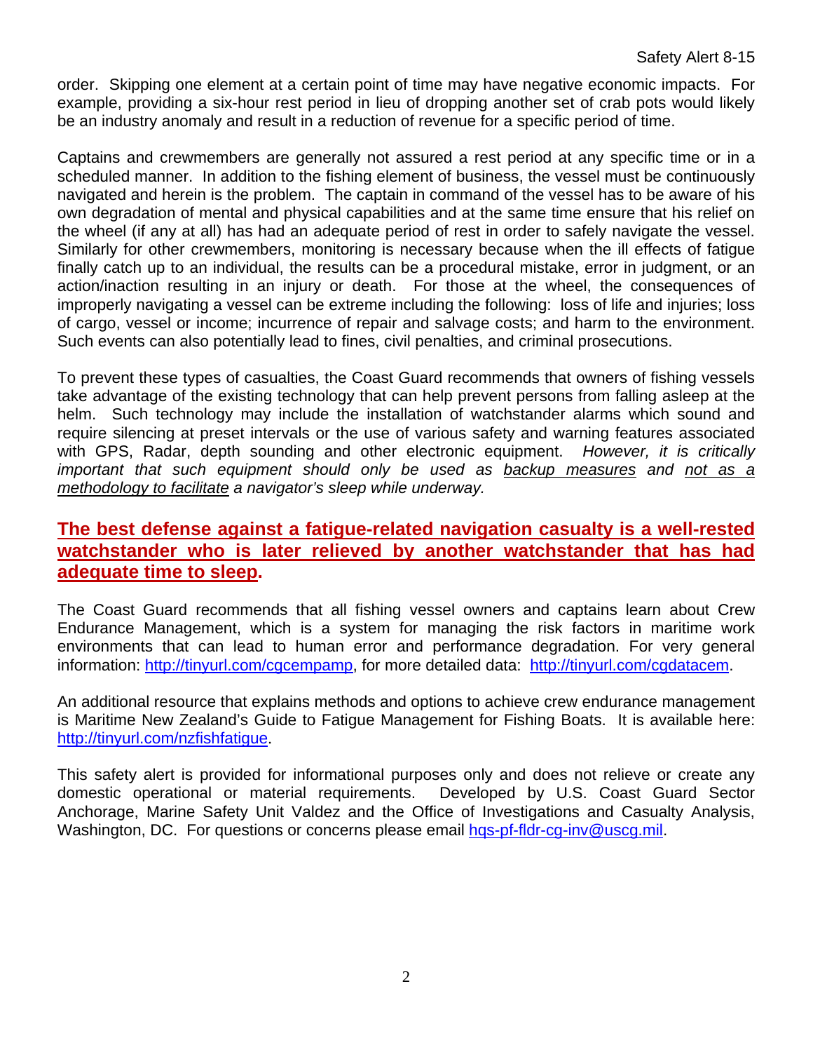order. Skipping one element at a certain point of time may have negative economic impacts. For example, providing a six-hour rest period in lieu of dropping another set of crab pots would likely be an industry anomaly and result in a reduction of revenue for a specific period of time.

Captains and crewmembers are generally not assured a rest period at any specific time or in a scheduled manner. In addition to the fishing element of business, the vessel must be continuously navigated and herein is the problem. The captain in command of the vessel has to be aware of his own degradation of mental and physical capabilities and at the same time ensure that his relief on the wheel (if any at all) has had an adequate period of rest in order to safely navigate the vessel. Similarly for other crewmembers, monitoring is necessary because when the ill effects of fatigue finally catch up to an individual, the results can be a procedural mistake, error in judgment, or an action/inaction resulting in an injury or death. For those at the wheel, the consequences of improperly navigating a vessel can be extreme including the following: loss of life and injuries; loss of cargo, vessel or income; incurrence of repair and salvage costs; and harm to the environment. Such events can also potentially lead to fines, civil penalties, and criminal prosecutions.

To prevent these types of casualties, the Coast Guard recommends that owners of fishing vessels take advantage of the existing technology that can help prevent persons from falling asleep at the helm. Such technology may include the installation of watchstander alarms which sound and require silencing at preset intervals or the use of various safety and warning features associated with GPS, Radar, depth sounding and other electronic equipment. *However, it is critically important that such equipment should only be used as backup measures and not as a methodology to facilitate a navigator's sleep while underway.*

**The best defense against a fatigue-related navigation casualty is a well-rested watchstander who is later relieved by another watchstander that has had adequate time to sleep.**

The Coast Guard recommends that all fishing vessel owners and captains learn about Crew Endurance Management, which is a system for managing the risk factors in maritime work environments that can lead to human error and performance degradation. For very general information: http://tinyurl.com/cgcempamp, for more detailed data: http://tinyurl.com/cgdatacem.

An additional resource that explains methods and options to achieve crew endurance management is Maritime New Zealand's Guide to Fatigue Management for Fishing Boats. It is available here: http://tinyurl.com/nzfishfatigue.

This safety alert is provided for informational purposes only and does not relieve or create any domestic operational or material requirements. Developed by U.S. Coast Guard Sector Anchorage, Marine Safety Unit Valdez and the Office of Investigations and Casualty Analysis, Washington, DC. For questions or concerns please email hqs-pf-fldr-cg-inv@uscg.mil.